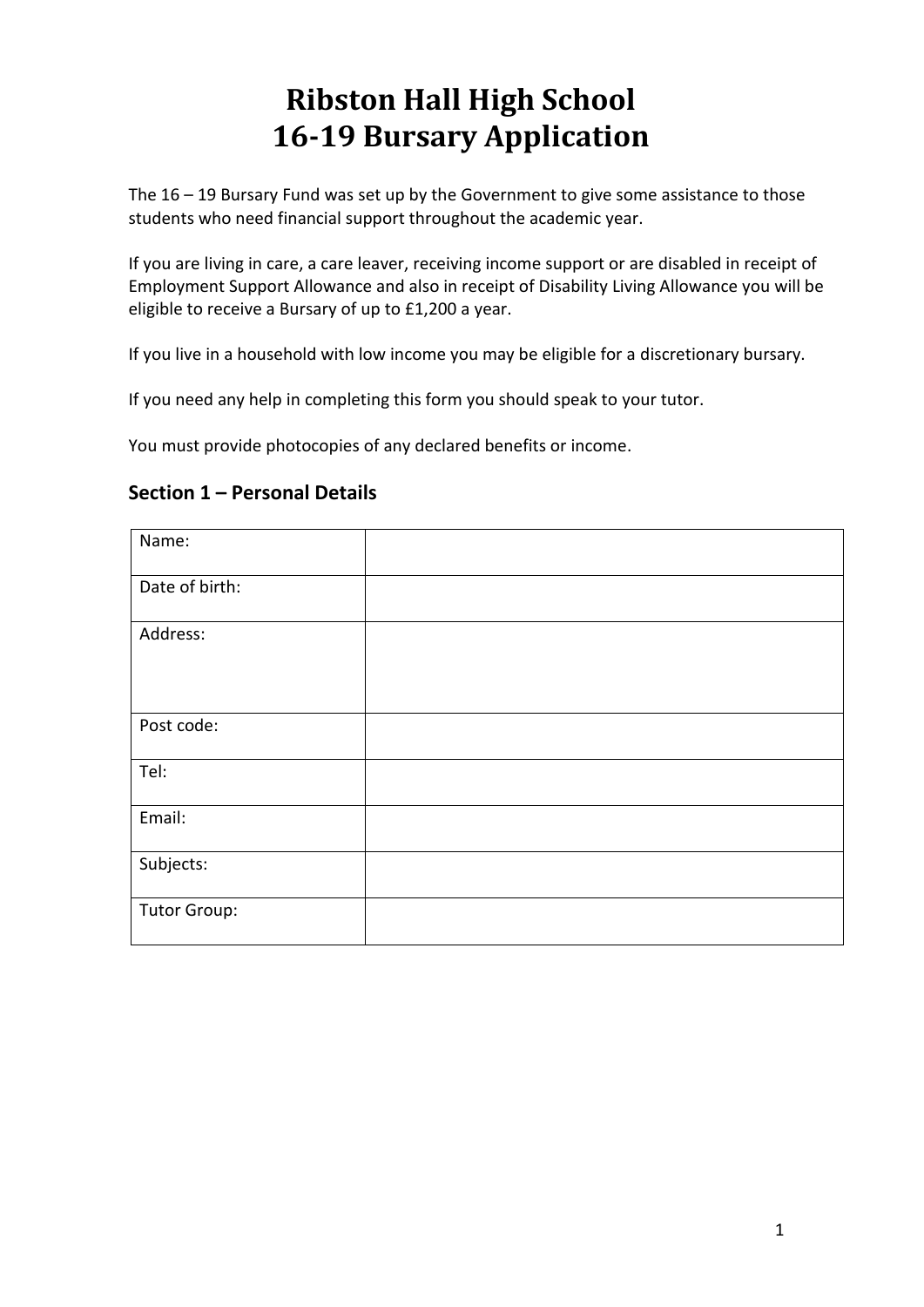# Ribston Hall High School
# 16-19 Bursary Application

The 16 – 19 Bursary Fund was set up by the Government to give some assistance to those students who need financial support throughout the academic year.

If you are living in care, a care leaver, receiving income support or are disabled in receipt of Employment Support Allowance and also in receipt of Disability Living Allowance you will be eligible to receive a Bursary of up to £1,200 a year.

If you live in a household with low income you may be eligible for a discretionary bursary.

If you need any help in completing this form you should speak to your tutor.

You must provide photocopies of any declared benefits or income.

## Section 1 – Personal Details

| | |
|---|---|
| Name: | |
| Date of birth: | |
| Address: | |
| Post code: | |
| Tel: | |
| Email: | |
| Subjects: | |
| Tutor Group: | |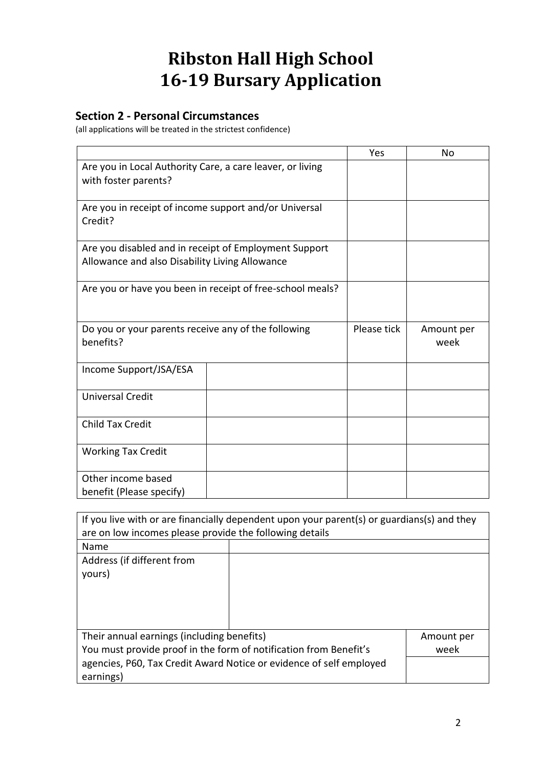# Ribston Hall High School
# 16-19 Bursary Application

## Section 2 - Personal Circumstances

(all applications will be treated in the strictest confidence)

| | | Yes | No |
|---|---|---|---|
| Are you in Local Authority Care, a care leaver, or living with foster parents? | | | |
| Are you in receipt of income support and/or Universal Credit? | | | |
| Are you disabled and in receipt of Employment Support Allowance and also Disability Living Allowance | | | |
| Are you or have you been in receipt of free-school meals? | | | |
| Do you or your parents receive any of the following benefits? | | Please tick | Amount per week |
| Income Support/JSA/ESA | | | |
| Universal Credit | | | |
| Child Tax Credit | | | |
| Working Tax Credit | | | |
| Other income based benefit (Please specify) | | | |

| If you live with or are financially dependent upon your parent(s) or guardians(s) and they are on low incomes please provide the following details | | |
|---|---|---|
| Name | | |
| Address (if different from yours) | | |
| Their annual earnings (including benefits) You must provide proof in the form of notification from Benefit's agencies, P60, Tax Credit Award Notice or evidence of self employed earnings) | | Amount per week |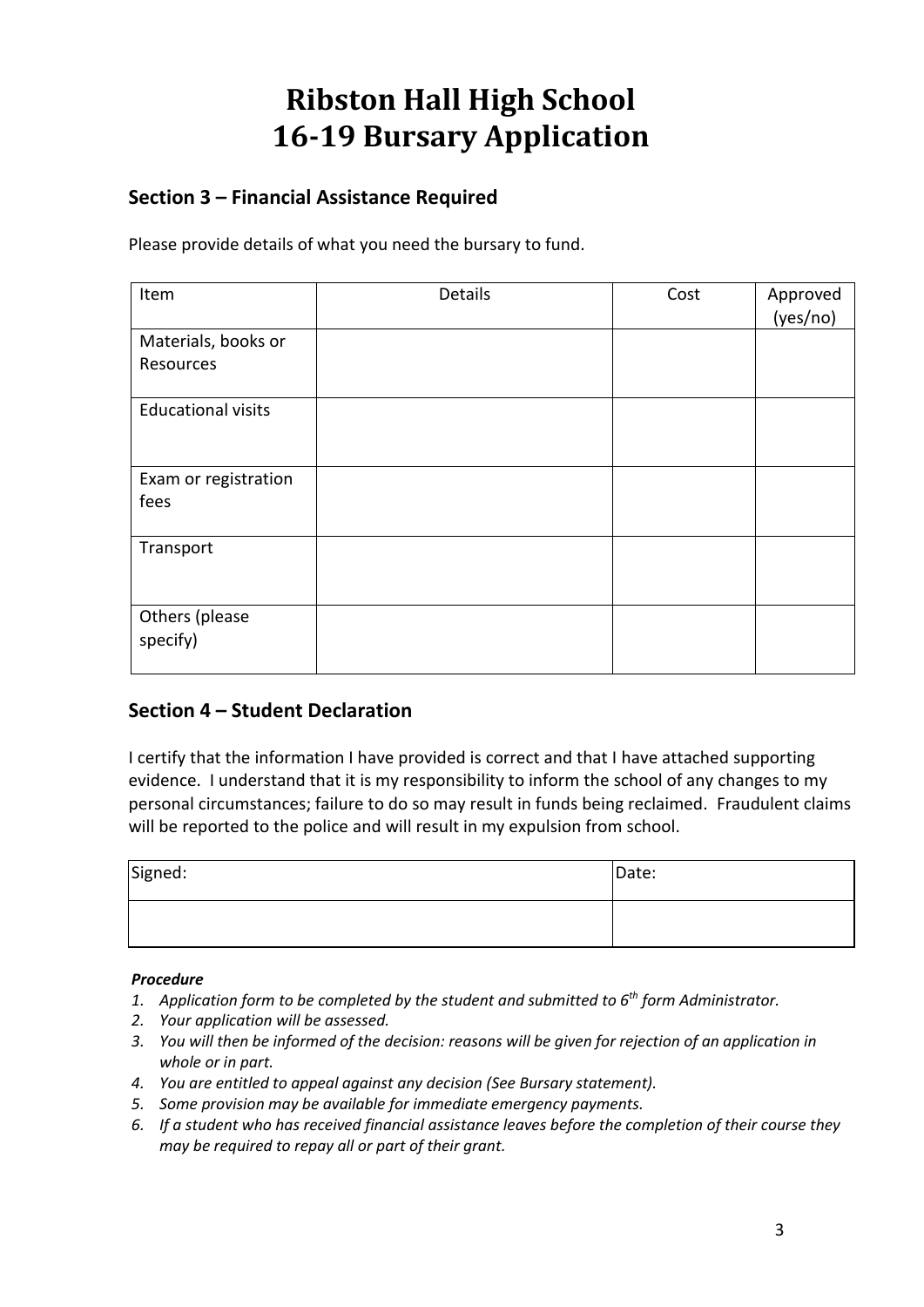# Ribston Hall High School
# 16-19 Bursary Application

## Section 3 – Financial Assistance Required

Please provide details of what you need the bursary to fund.

| Item | Details | Cost | Approved (yes/no) |
|---|---|---|---|
| Materials, books or Resources | | | |
| Educational visits | | | |
| Exam or registration fees | | | |
| Transport | | | |
| Others (please specify) | | | |

## Section 4 – Student Declaration

I certify that the information I have provided is correct and that I have attached supporting evidence. I understand that it is my responsibility to inform the school of any changes to my personal circumstances; failure to do so may result in funds being reclaimed. Fraudulent claims will be reported to the police and will result in my expulsion from school.

| Signed: | Date: |
|---|---|
| | |

***Procedure***

1. *Application form to be completed by the student and submitted to 6th form Administrator.*
2. *Your application will be assessed.*
3. *You will then be informed of the decision: reasons will be given for rejection of an application in whole or in part.*
4. *You are entitled to appeal against any decision (See Bursary statement).*
5. *Some provision may be available for immediate emergency payments.*
6. *If a student who has received financial assistance leaves before the completion of their course they may be required to repay all or part of their grant.*